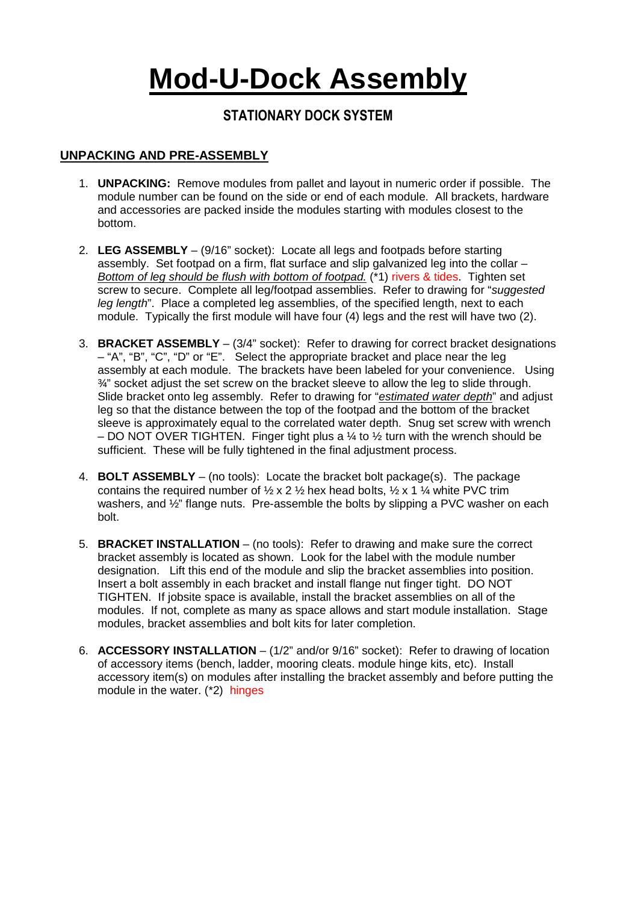# Mod-U-Dock Assembly

## STATIONARY DOCK SYSTEM

### UNPACKING AND PRE-ASSEMBLY

1. **UNPACKING:** Remove modules from pallet and layout in numeric order if possible. The module number can be found on the side or end of each module. All brackets, hardware and accessories are packed inside the modules starting with modules closest to the bottom.

2. **LEG ASSEMBLY** – (9/16" socket): Locate all legs and footpads before starting assembly. Set footpad on a firm, flat surface and slip galvanized leg into the collar – *Bottom of leg should be flush with bottom of footpad.* (*1) rivers & tides. Tighten set screw to secure. Complete all leg/footpad assemblies. Refer to drawing for "*suggested leg length*". Place a completed leg assemblies, of the specified length, next to each module. Typically the first module will have four (4) legs and the rest will have two (2).

3. **BRACKET ASSEMBLY** – (3/4" socket): Refer to drawing for correct bracket designations – "A", "B", "C", "D" or "E". Select the appropriate bracket and place near the leg assembly at each module. The brackets have been labeled for your convenience. Using ¾" socket adjust the set screw on the bracket sleeve to allow the leg to slide through. Slide bracket onto leg assembly. Refer to drawing for "*estimated water depth*" and adjust leg so that the distance between the top of the footpad and the bottom of the bracket sleeve is approximately equal to the correlated water depth. Snug set screw with wrench – DO NOT OVER TIGHTEN. Finger tight plus a ¼ to ½ turn with the wrench should be sufficient. These will be fully tightened in the final adjustment process.

4. **BOLT ASSEMBLY** – (no tools): Locate the bracket bolt package(s). The package contains the required number of ½ x 2 ½ hex head bolts, ½ x 1 ¼ white PVC trim washers, and ½" flange nuts. Pre-assemble the bolts by slipping a PVC washer on each bolt.

5. **BRACKET INSTALLATION** – (no tools): Refer to drawing and make sure the correct bracket assembly is located as shown. Look for the label with the module number designation. Lift this end of the module and slip the bracket assemblies into position. Insert a bolt assembly in each bracket and install flange nut finger tight. DO NOT TIGHTEN. If jobsite space is available, install the bracket assemblies on all of the modules. If not, complete as many as space allows and start module installation. Stage modules, bracket assemblies and bolt kits for later completion.

6. **ACCESSORY INSTALLATION** – (1/2" and/or 9/16" socket): Refer to drawing of location of accessory items (bench, ladder, mooring cleats. module hinge kits, etc). Install accessory item(s) on modules after installing the bracket assembly and before putting the module in the water. (*2) hinges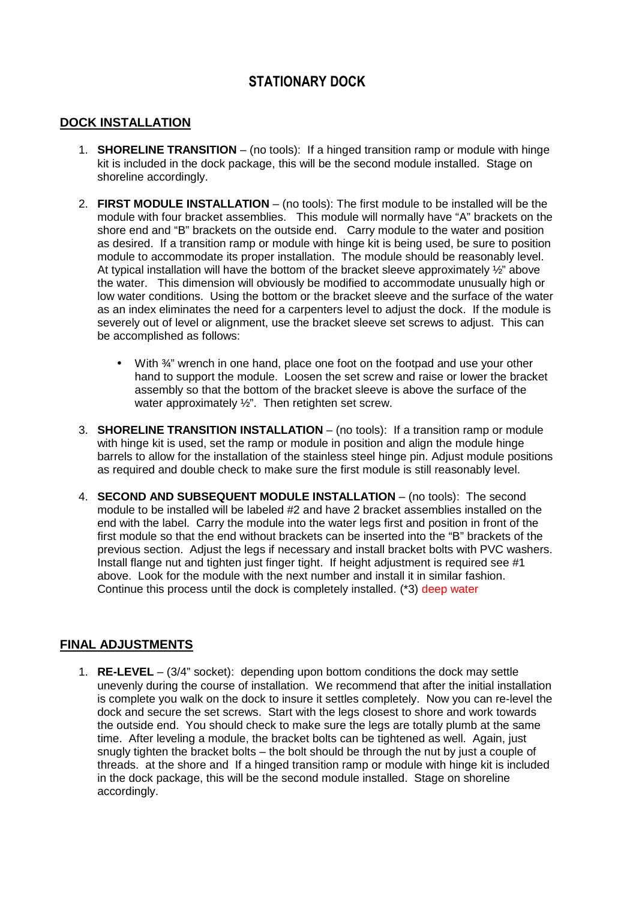# STATIONARY DOCK

## DOCK INSTALLATION

1. **SHORELINE TRANSITION** – (no tools): If a hinged transition ramp or module with hinge kit is included in the dock package, this will be the second module installed. Stage on shoreline accordingly.

2. **FIRST MODULE INSTALLATION** – (no tools): The first module to be installed will be the module with four bracket assemblies. This module will normally have "A" brackets on the shore end and "B" brackets on the outside end. Carry module to the water and position as desired. If a transition ramp or module with hinge kit is being used, be sure to position module to accommodate its proper installation. The module should be reasonably level. At typical installation will have the bottom of the bracket sleeve approximately ½" above the water. This dimension will obviously be modified to accommodate unusually high or low water conditions. Using the bottom or the bracket sleeve and the surface of the water as an index eliminates the need for a carpenters level to adjust the dock. If the module is severely out of level or alignment, use the bracket sleeve set screws to adjust. This can be accomplished as follows:

   - With ¾" wrench in one hand, place one foot on the footpad and use your other hand to support the module. Loosen the set screw and raise or lower the bracket assembly so that the bottom of the bracket sleeve is above the surface of the water approximately ½". Then retighten set screw.

3. **SHORELINE TRANSITION INSTALLATION** – (no tools): If a transition ramp or module with hinge kit is used, set the ramp or module in position and align the module hinge barrels to allow for the installation of the stainless steel hinge pin. Adjust module positions as required and double check to make sure the first module is still reasonably level.

4. **SECOND AND SUBSEQUENT MODULE INSTALLATION** – (no tools): The second module to be installed will be labeled #2 and have 2 bracket assemblies installed on the end with the label. Carry the module into the water legs first and position in front of the first module so that the end without brackets can be inserted into the "B" brackets of the previous section. Adjust the legs if necessary and install bracket bolts with PVC washers. Install flange nut and tighten just finger tight. If height adjustment is required see #1 above. Look for the module with the next number and install it in similar fashion. Continue this process until the dock is completely installed. (*3) deep water

## FINAL ADJUSTMENTS

1. **RE-LEVEL** – (3/4" socket): depending upon bottom conditions the dock may settle unevenly during the course of installation. We recommend that after the initial installation is complete you walk on the dock to insure it settles completely. Now you can re-level the dock and secure the set screws. Start with the legs closest to shore and work towards the outside end. You should check to make sure the legs are totally plumb at the same time. After leveling a module, the bracket bolts can be tightened as well. Again, just snugly tighten the bracket bolts – the bolt should be through the nut by just a couple of threads. at the shore and If a hinged transition ramp or module with hinge kit is included in the dock package, this will be the second module installed. Stage on shoreline accordingly.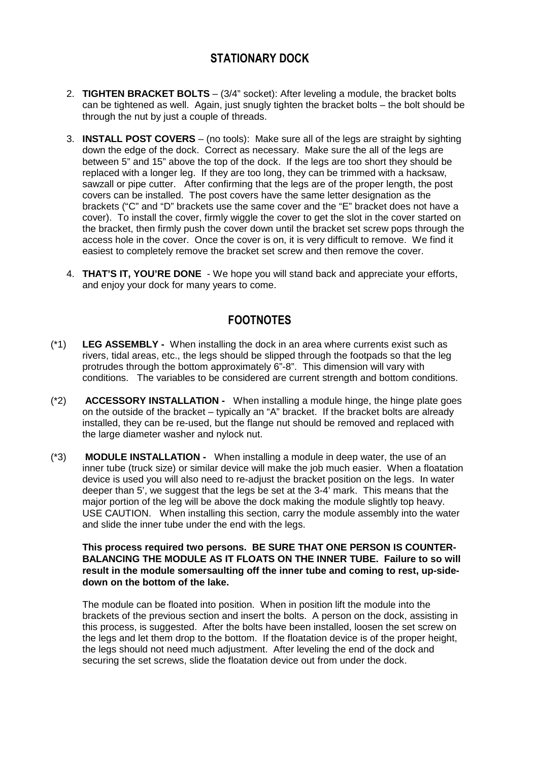## STATIONARY DOCK

2. **TIGHTEN BRACKET BOLTS** – (3/4" socket): After leveling a module, the bracket bolts can be tightened as well. Again, just snugly tighten the bracket bolts – the bolt should be through the nut by just a couple of threads.

3. **INSTALL POST COVERS** – (no tools): Make sure all of the legs are straight by sighting down the edge of the dock. Correct as necessary. Make sure the all of the legs are between 5" and 15" above the top of the dock. If the legs are too short they should be replaced with a longer leg. If they are too long, they can be trimmed with a hacksaw, sawzall or pipe cutter. After confirming that the legs are of the proper length, the post covers can be installed. The post covers have the same letter designation as the brackets ("C" and "D" brackets use the same cover and the "E" bracket does not have a cover). To install the cover, firmly wiggle the cover to get the slot in the cover started on the bracket, then firmly push the cover down until the bracket set screw pops through the access hole in the cover. Once the cover is on, it is very difficult to remove. We find it easiest to completely remove the bracket set screw and then remove the cover.

4. **THAT'S IT, YOU'RE DONE** - We hope you will stand back and appreciate your efforts, and enjoy your dock for many years to come.

## FOOTNOTES

(*1) **LEG ASSEMBLY -** When installing the dock in an area where currents exist such as rivers, tidal areas, etc., the legs should be slipped through the footpads so that the leg protrudes through the bottom approximately 6"-8". This dimension will vary with conditions. The variables to be considered are current strength and bottom conditions.

(*2) **ACCESSORY INSTALLATION -** When installing a module hinge, the hinge plate goes on the outside of the bracket – typically an "A" bracket. If the bracket bolts are already installed, they can be re-used, but the flange nut should be removed and replaced with the large diameter washer and nylock nut.

(*3) **MODULE INSTALLATION -** When installing a module in deep water, the use of an inner tube (truck size) or similar device will make the job much easier. When a floatation device is used you will also need to re-adjust the bracket position on the legs. In water deeper than 5', we suggest that the legs be set at the 3-4' mark. This means that the major portion of the leg will be above the dock making the module slightly top heavy. USE CAUTION. When installing this section, carry the module assembly into the water and slide the inner tube under the end with the legs.

**This process required two persons. BE SURE THAT ONE PERSON IS COUNTER-BALANCING THE MODULE AS IT FLOATS ON THE INNER TUBE. Failure to so will result in the module somersaulting off the inner tube and coming to rest, up-side-down on the bottom of the lake.**

The module can be floated into position. When in position lift the module into the brackets of the previous section and insert the bolts. A person on the dock, assisting in this process, is suggested. After the bolts have been installed, loosen the set screw on the legs and let them drop to the bottom. If the floatation device is of the proper height, the legs should not need much adjustment. After leveling the end of the dock and securing the set screws, slide the floatation device out from under the dock.